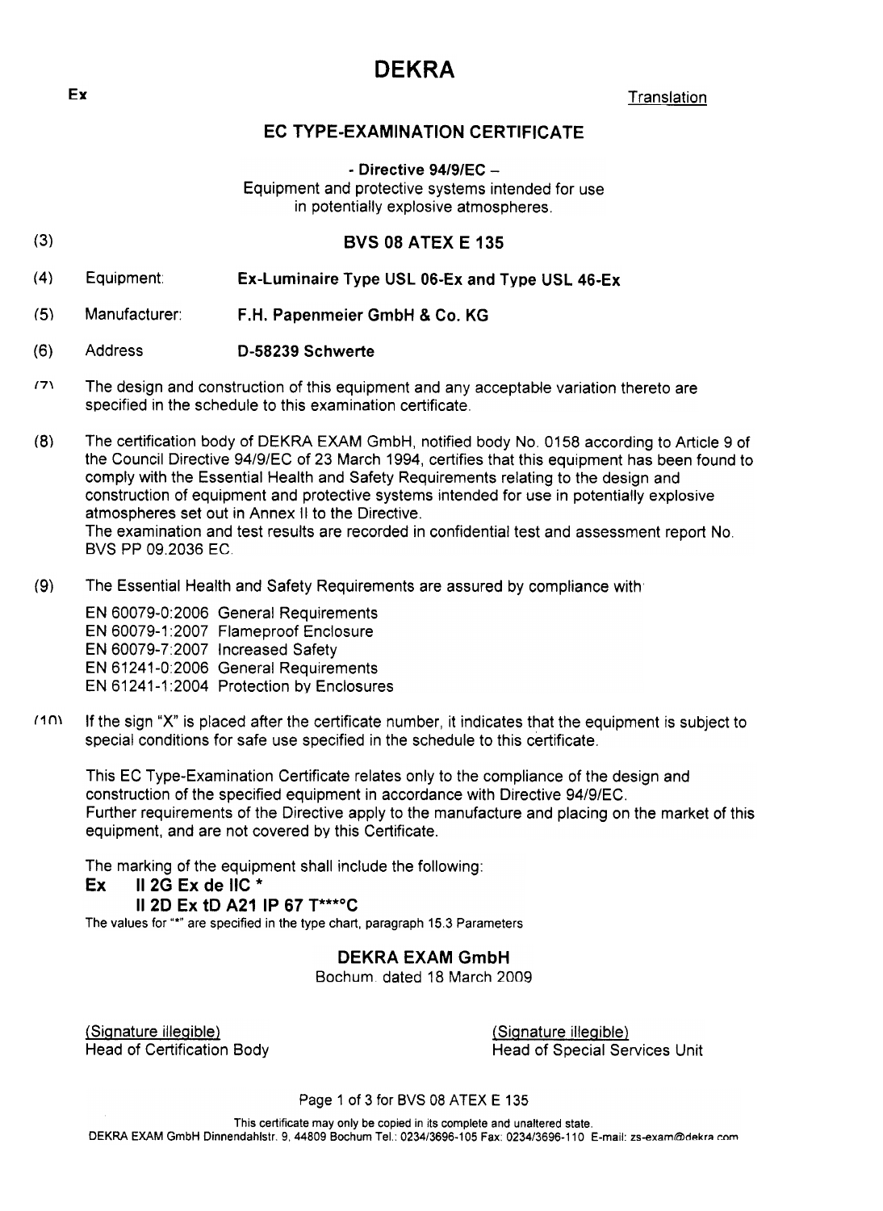# DEKRA

Ex

Translation

## EC TYPE-EXAMINATION CERTIFICATE

**- Directive 94/9/EC –**
Equipment and protective systems intended for use in potentially explosive atmospheres.

(3) **BVS 08 ATEX E 135**

(4) Equipment: **Ex-Luminaire Type USL 06-Ex and Type USL 46-Ex**

(5) Manufacturer: **F.H. Papenmeier GmbH & Co. KG**

(6) Address **D-58239 Schwerte**

(7) The design and construction of this equipment and any acceptable variation thereto are specified in the schedule to this examination certificate.

(8) The certification body of DEKRA EXAM GmbH, notified body No. 0158 according to Article 9 of the Council Directive 94/9/EC of 23 March 1994, certifies that this equipment has been found to comply with the Essential Health and Safety Requirements relating to the design and construction of equipment and protective systems intended for use in potentially explosive atmospheres set out in Annex II to the Directive.
The examination and test results are recorded in confidential test and assessment report No. BVS PP 09.2036 EC.

(9) The Essential Health and Safety Requirements are assured by compliance with:

EN 60079-0:2006 General Requirements
EN 60079-1:2007 Flameproof Enclosure
EN 60079-7:2007 Increased Safety
EN 61241-0:2006 General Requirements
EN 61241-1:2004 Protection by Enclosures

(10) If the sign "X" is placed after the certificate number, it indicates that the equipment is subject to special conditions for safe use specified in the schedule to this certificate.

This EC Type-Examination Certificate relates only to the compliance of the design and construction of the specified equipment in accordance with Directive 94/9/EC.
Further requirements of the Directive apply to the manufacture and placing on the market of this equipment, and are not covered by this Certificate.

The marking of the equipment shall include the following:

**Ex II 2G Ex de IIC ***
**II 2D Ex tD A21 IP 67 T***°C**

The values for "*" are specified in the type chart, paragraph 15.3 Parameters

**DEKRA EXAM GmbH**
Bochum, dated 18 March 2009

(Signature illegible)
Head of Certification Body

(Signature illegible)
Head of Special Services Unit

This certificate may only be copied in its complete and unaltered state.
DEKRA EXAM GmbH Dinnendahlstr. 9, 44809 Bochum Tel.: 0234/3696-105 Fax: 0234/3696-110 E-mail: zs-exam@dekra.com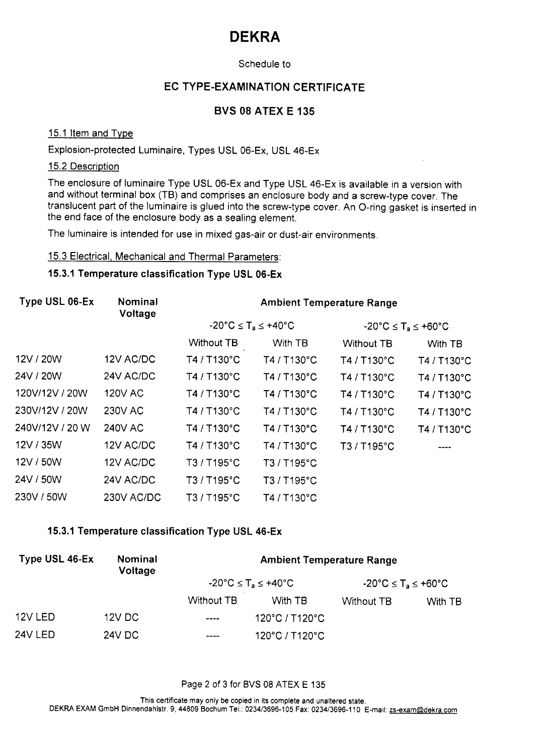# DEKRA

Schedule to

## EC TYPE-EXAMINATION CERTIFICATE

## BVS 08 ATEX E 135

15.1 Item and Type

Explosion-protected Luminaire, Types USL 06-Ex, USL 46-Ex

15.2 Description

The enclosure of luminaire Type USL 06-Ex and Type USL 46-Ex is available in a version with and without terminal box (TB) and comprises an enclosure body and a screw-type cover. The translucent part of the luminaire is glued into the screw-type cover. An O-ring gasket is inserted in the end face of the enclosure body as a sealing element.

The luminaire is intended for use in mixed gas-air or dust-air environments.

15.3 Electrical, Mechanical and Thermal Parameters:

**15.3.1 Temperature classification Type USL 06-Ex**

| Type USL 06-Ex | Nominal Voltage | Ambient Temperature Range | | | |
|---|---|---|---|---|---|
| | | -20°C ≤ $T_a$ ≤ +40°C | | -20°C ≤ $T_a$ ≤ +60°C | |
| | | Without TB | With TB | Without TB | With TB |
| 12V / 20W | 12V AC/DC | T4 / T130°C | T4 / T130°C | T4 / T130°C | T4 / T130°C |
| 24V / 20W | 24V AC/DC | T4 / T130°C | T4 / T130°C | T4 / T130°C | T4 / T130°C |
| 120V/12V / 20W | 120V AC | T4 / T130°C | T4 / T130°C | T4 / T130°C | T4 / T130°C |
| 230V/12V / 20W | 230V AC | T4 / T130°C | T4 / T130°C | T4 / T130°C | T4 / T130°C |
| 240V/12V / 20 W | 240V AC | T4 / T130°C | T4 / T130°C | T4 / T130°C | T4 / T130°C |
| 12V / 35W | 12V AC/DC | T4 / T130°C | T4 / T130°C | T3 / T195°C | ---- |
| 12V / 50W | 12V AC/DC | T3 / T195°C | T3 / T195°C | | |
| 24V / 50W | 24V AC/DC | T3 / T195°C | T3 / T195°C | | |
| 230V / 50W | 230V AC/DC | T3 / T195°C | T4 / T130°C | | |

**15.3.1 Temperature classification Type USL 46-Ex**

| Type USL 46-Ex | Nominal Voltage | Ambient Temperature Range | | | |
|---|---|---|---|---|---|
| | | -20°C ≤ $T_a$ ≤ +40°C | | -20°C ≤ $T_a$ ≤ +60°C | |
| | | Without TB | With TB | Without TB | With TB |
| 12V LED | 12V DC | ---- | 120°C / T120°C | | |
| 24V LED | 24V DC | ---- | 120°C / T120°C | | |

This certificate may only be copied in its complete and unaltered state.
DEKRA EXAM GmbH Dinnendahlstr. 9, 44809 Bochum Tel.: 0234/3696-105 Fax: 0234/3696-110 E-mail: zs-exam@dekra.com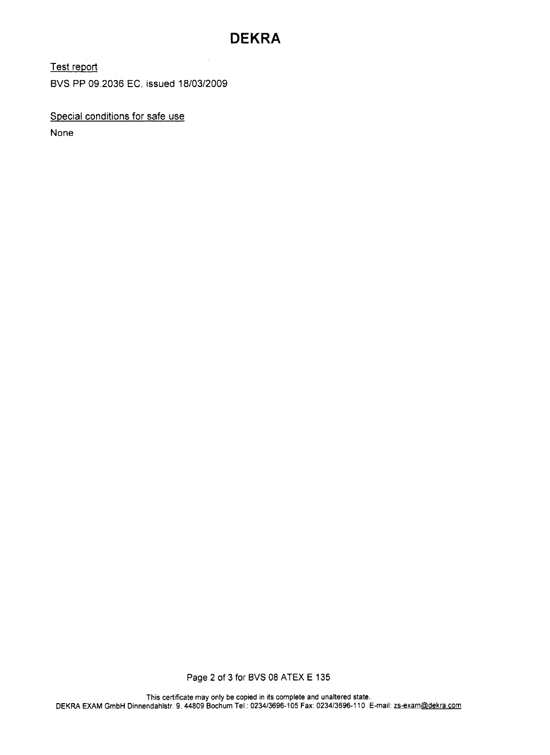# DEKRA

Test report

BVS PP 09.2036 EC, issued 18/03/2009

Special conditions for safe use

None

This certificate may only be copied in its complete and unaltered state.
DEKRA EXAM GmbH Dinnendahlstr. 9, 44809 Bochum Tel.: 0234/3696-105 Fax: 0234/3696-110 E-mail: zs-exam@dekra.com